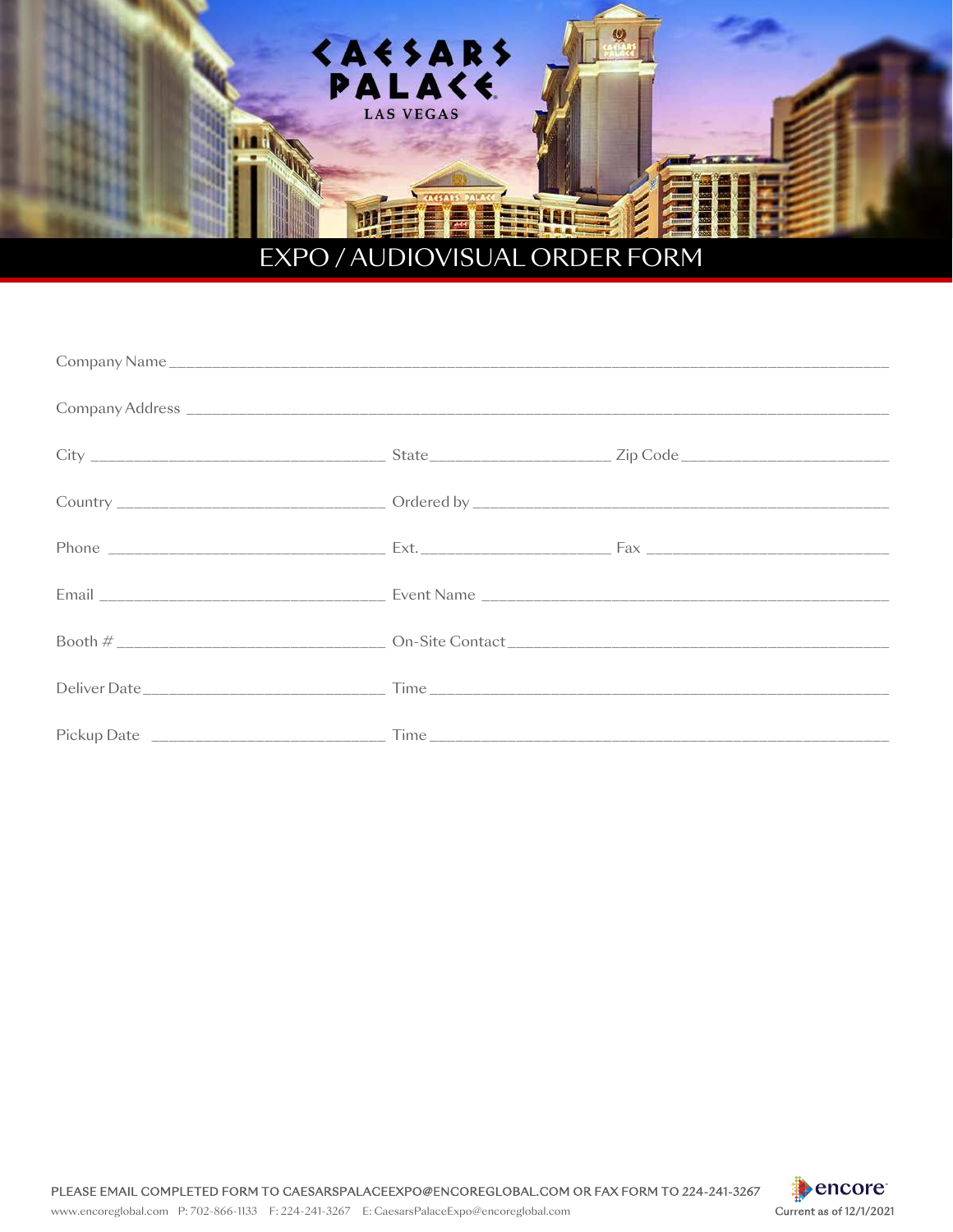CAESARS PALACE
LAS VEGAS

# EXPO / AUDIOVISUAL ORDER FORM

Company Name ______________________________________________

Company Address ______________________________________________

City ____________________ State ____________________ Zip Code ____________________

Country ____________________ Ordered by ____________________

Phone ____________________ Ext. ____________________ Fax ____________________

Email ____________________ Event Name ____________________

Booth # ____________________ On-Site Contact ____________________

Deliver Date ____________________ Time ____________________

Pickup Date ____________________ Time ____________________

PLEASE EMAIL COMPLETED FORM TO CAESARSPALACEEXPO@ENCOREGLOBAL.COM OR FAX FORM TO 224-241-3267

www.encoreglobal.com P: 702-866-1133 F: 224-241-3267 E: CaesarsPalaceExpo@encoreglobal.com

encore

Current as of 12/1/2021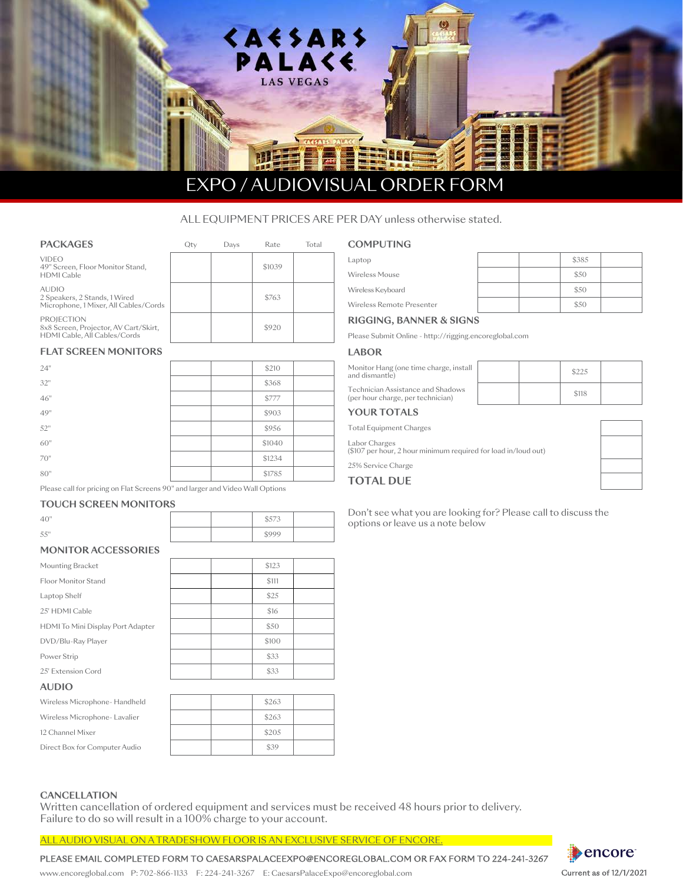# CAESARS PALACE LAS VEGAS

## EXPO / AUDIOVISUAL ORDER FORM

ALL EQUIPMENT PRICES ARE PER DAY unless otherwise stated.

### PACKAGES

| | Qty | Days | Rate | Total |
|---|---|---|---|---|
| VIDEO<br>49" Screen, Floor Monitor Stand, HDMI Cable | | | $1039 | |
| AUDIO<br>2 Speakers, 2 Stands, 1 Wired Microphone, 1 Mixer, All Cables/Cords | | | $763 | |
| PROJECTION<br>8x8 Screen, Projector, AV Cart/Skirt, HDMI Cable, All Cables/Cords | | | $920 | |

### FLAT SCREEN MONITORS

| | Qty | Days | Rate | Total |
|---|---|---|---|---|
| 24" | | | $210 | |
| 32" | | | $368 | |
| 46" | | | $777 | |
| 49" | | | $903 | |
| 52" | | | $956 | |
| 60" | | | $1040 | |
| 70" | | | $1234 | |
| 80" | | | $1785 | |

Please call for pricing on Flat Screens 90" and larger and Video Wall Options

### TOUCH SCREEN MONITORS

| | Qty | Days | Rate | Total |
|---|---|---|---|---|
| 40" | | | $573 | |
| 55" | | | $999 | |

### MONITOR ACCESSORIES

| | Qty | Days | Rate | Total |
|---|---|---|---|---|
| Mounting Bracket | | | $123 | |
| Floor Monitor Stand | | | $111 | |
| Laptop Shelf | | | $25 | |
| 25' HDMI Cable | | | $16 | |
| HDMI To Mini Display Port Adapter | | | $50 | |
| DVD/Blu-Ray Player | | | $100 | |
| Power Strip | | | $33 | |
| 25' Extension Cord | | | $33 | |

### AUDIO

| | Qty | Days | Rate | Total |
|---|---|---|---|---|
| Wireless Microphone- Handheld | | | $263 | |
| Wireless Microphone- Lavalier | | | $263 | |
| 12 Channel Mixer | | | $205 | |
| Direct Box for Computer Audio | | | $39 | |

### COMPUTING

| | Qty | Days | Rate | Total |
|---|---|---|---|---|
| Laptop | | | $385 | |
| Wireless Mouse | | | $50 | |
| Wireless Keyboard | | | $50 | |
| Wireless Remote Presenter | | | $50 | |

### RIGGING, BANNER & SIGNS

Please Submit Online - http://rigging.encoreglobal.com

### LABOR

| | Qty | Days | Rate | Total |
|---|---|---|---|---|
| Monitor Hang (one time charge, install and dismantle) | | | $225 | |
| Technician Assistance and Shadows (per hour charge, per technician) | | | $118 | |

### YOUR TOTALS

| | |
|---|---|
| Total Equipment Charges | |
| Labor Charges<br>($107 per hour, 2 hour minimum required for load in/loud out) | |
| 25% Service Charge | |
| **TOTAL DUE** | |

Don't see what you are looking for? Please call to discuss the options or leave us a note below

### CANCELLATION

Written cancellation of ordered equipment and services must be received 48 hours prior to delivery. Failure to do so will result in a 100% charge to your account.

ALL AUDIO VISUAL ON A TRADESHOW FLOOR IS AN EXCLUSIVE SERVICE OF ENCORE.

PLEASE EMAIL COMPLETED FORM TO CAESARSPALACEEXPO@ENCOREGLOBAL.COM OR FAX FORM TO 224-241-3267

www.encoreglobal.com P: 702-866-1133 F: 224-241-3267 E: CaesarsPalaceExpo@encoreglobal.com

encore

Current as of 12/1/2021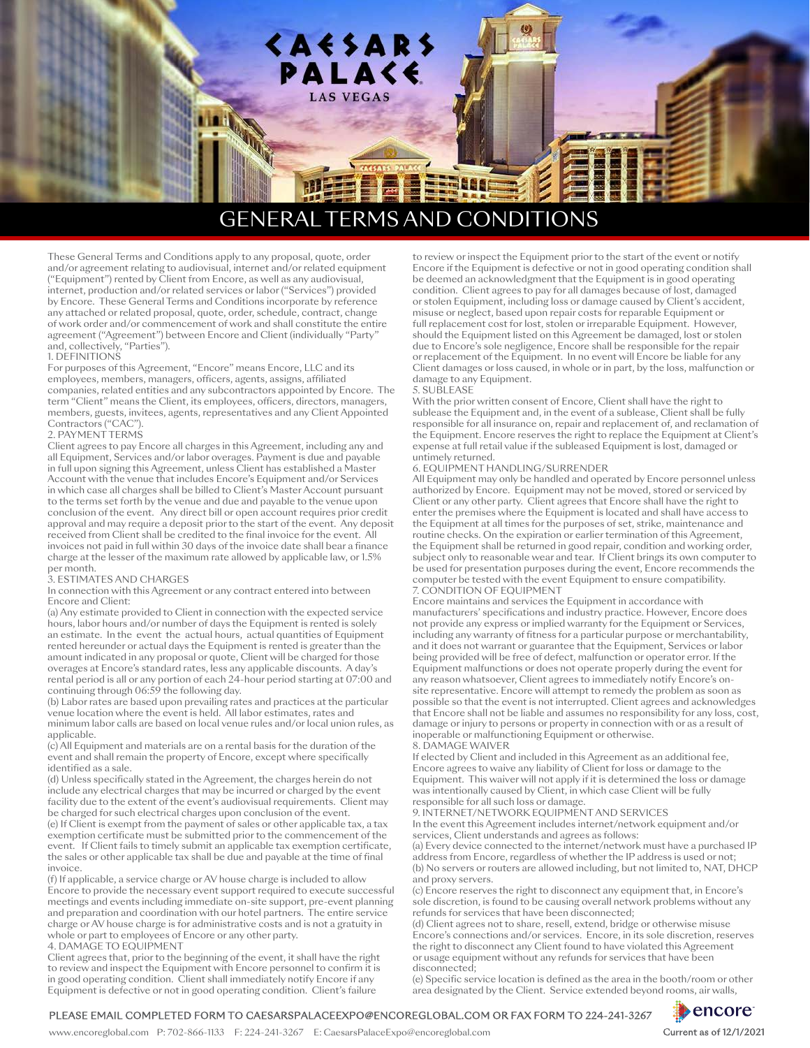# GENERAL TERMS AND CONDITIONS

These General Terms and Conditions apply to any proposal, quote, order and/or agreement relating to audiovisual, internet and/or related equipment ("Equipment") rented by Client from Encore, as well as any audiovisual, internet, production and/or related services or labor ("Services") provided by Encore. These General Terms and Conditions incorporate by reference any attached or related proposal, quote, order, schedule, contract, change of work order and/or commencement of work and shall constitute the entire agreement ("Agreement") between Encore and Client (individually "Party" and, collectively, "Parties").

1. DEFINITIONS

For purposes of this Agreement, "Encore" means Encore, LLC and its employees, members, managers, officers, agents, assigns, affiliated companies, related entities and any subcontractors appointed by Encore. The term "Client" means the Client, its employees, officers, directors, managers, members, guests, invitees, agents, representatives and any Client Appointed Contractors ("CAC").

2. PAYMENT TERMS

Client agrees to pay Encore all charges in this Agreement, including any and all Equipment, Services and/or labor overages. Payment is due and payable in full upon signing this Agreement, unless Client has established a Master Account with the venue that includes Encore's Equipment and/or Services in which case all charges shall be billed to Client's Master Account pursuant to the terms set forth by the venue and due and payable to the venue upon conclusion of the event. Any direct bill or open account requires prior credit approval and may require a deposit prior to the start of the event. Any deposit received from Client shall be credited to the final invoice for the event. All invoices not paid in full within 30 days of the invoice date shall bear a finance charge at the lesser of the maximum rate allowed by applicable law, or 1.5% per month.

3. ESTIMATES AND CHARGES

In connection with this Agreement or any contract entered into between Encore and Client:

(a) Any estimate provided to Client in connection with the expected service hours, labor hours and/or number of days the Equipment is rented is solely an estimate. In the event the actual hours, actual quantities of Equipment rented hereunder or actual days the Equipment is rented is greater than the amount indicated in any proposal or quote, Client will be charged for those overages at Encore's standard rates, less any applicable discounts. A day's rental period is all or any portion of each 24-hour period starting at 07:00 and continuing through 06:59 the following day.

(b) Labor rates are based upon prevailing rates and practices at the particular venue location where the event is held. All labor estimates, rates and minimum labor calls are based on local venue rules and/or local union rules, as applicable.

(c) All Equipment and materials are on a rental basis for the duration of the event and shall remain the property of Encore, except where specifically identified as a sale.

(d) Unless specifically stated in the Agreement, the charges herein do not include any electrical charges that may be incurred or charged by the event facility due to the extent of the event's audiovisual requirements. Client may be charged for such electrical charges upon conclusion of the event.

(e) If Client is exempt from the payment of sales or other applicable tax, a tax exemption certificate must be submitted prior to the commencement of the event. If Client fails to timely submit an applicable tax exemption certificate, the sales or other applicable tax shall be due and payable at the time of final invoice.

(f) If applicable, a service charge or AV house charge is included to allow Encore to provide the necessary event support required to execute successful meetings and events including immediate on-site support, pre-event planning and preparation and coordination with our hotel partners. The entire service charge or AV house charge is for administrative costs and is not a gratuity in whole or part to employees of Encore or any other party.

4. DAMAGE TO EQUIPMENT

Client agrees that, prior to the beginning of the event, it shall have the right to review and inspect the Equipment with Encore personnel to confirm it is in good operating condition. Client shall immediately notify Encore if any Equipment is defective or not in good operating condition. Client's failure to review or inspect the Equipment prior to the start of the event or notify Encore if the Equipment is defective or not in good operating condition shall be deemed an acknowledgment that the Equipment is in good operating condition. Client agrees to pay for all damages because of lost, damaged or stolen Equipment, including loss or damage caused by Client's accident, misuse or neglect, based upon repair costs for reparable Equipment or full replacement cost for lost, stolen or irreparable Equipment. However, should the Equipment listed on this Agreement be damaged, lost or stolen due to Encore's sole negligence, Encore shall be responsible for the repair or replacement of the Equipment. In no event will Encore be liable for any Client damages or loss caused, in whole or in part, by the loss, malfunction or damage to any Equipment.

5. SUBLEASE

With the prior written consent of Encore, Client shall have the right to sublease the Equipment and, in the event of a sublease, Client shall be fully responsible for all insurance on, repair and replacement of, and reclamation of the Equipment. Encore reserves the right to replace the Equipment at Client's expense at full retail value if the subleased Equipment is lost, damaged or untimely returned.

6. EQUIPMENT HANDLING/SURRENDER

All Equipment may only be handled and operated by Encore personnel unless authorized by Encore. Equipment may not be moved, stored or serviced by Client or any other party. Client agrees that Encore shall have the right to enter the premises where the Equipment is located and shall have access to the Equipment at all times for the purposes of set, strike, maintenance and routine checks. On the expiration or earlier termination of this Agreement, the Equipment shall be returned in good repair, condition and working order, subject only to reasonable wear and tear. If Client brings its own computer to be used for presentation purposes during the event, Encore recommends the computer be tested with the event Equipment to ensure compatibility.

7. CONDITION OF EQUIPMENT

Encore maintains and services the Equipment in accordance with manufacturers' specifications and industry practice. However, Encore does not provide any express or implied warranty for the Equipment or Services, including any warranty of fitness for a particular purpose or merchantability, and it does not warrant or guarantee that the Equipment, Services or labor being provided will be free of defect, malfunction or operator error. If the Equipment malfunctions or does not operate properly during the event for any reason whatsoever, Client agrees to immediately notify Encore's on-site representative. Encore will attempt to remedy the problem as soon as possible so that the event is not interrupted. Client agrees and acknowledges that Encore shall not be liable and assumes no responsibility for any loss, cost, damage or injury to persons or property in connection with or as a result of inoperable or malfunctioning Equipment or otherwise.

8. DAMAGE WAIVER

If elected by Client and included in this Agreement as an additional fee, Encore agrees to waive any liability of Client for loss or damage to the Equipment. This waiver will not apply if it is determined the loss or damage was intentionally caused by Client, in which case Client will be fully responsible for all such loss or damage.

9. INTERNET/NETWORK EQUIPMENT AND SERVICES

In the event this Agreement includes internet/network equipment and/or services, Client understands and agrees as follows:

(a) Every device connected to the internet/network must have a purchased IP address from Encore, regardless of whether the IP address is used or not;

(b) No servers or routers are allowed including, but not limited to, NAT, DHCP and proxy servers.

(c) Encore reserves the right to disconnect any equipment that, in Encore's sole discretion, is found to be causing overall network problems without any refunds for services that have been disconnected;

(d) Client agrees not to share, resell, extend, bridge or otherwise misuse Encore's connections and/or services. Encore, in its sole discretion, reserves the right to disconnect any Client found to have violated this Agreement or usage equipment without any refunds for services that have been disconnected;

(e) Specific service location is defined as the area in the booth/room or other area designated by the Client. Service extended beyond rooms, air walls,

PLEASE EMAIL COMPLETED FORM TO CAESARSPALACEEXPO@ENCOREGLOBAL.COM OR FAX FORM TO 224-241-3267

www.encoreglobal.com P: 702-866-1133 F: 224-241-3267 E: CaesarsPalaceExpo@encoreglobal.com

Current as of 12/1/2021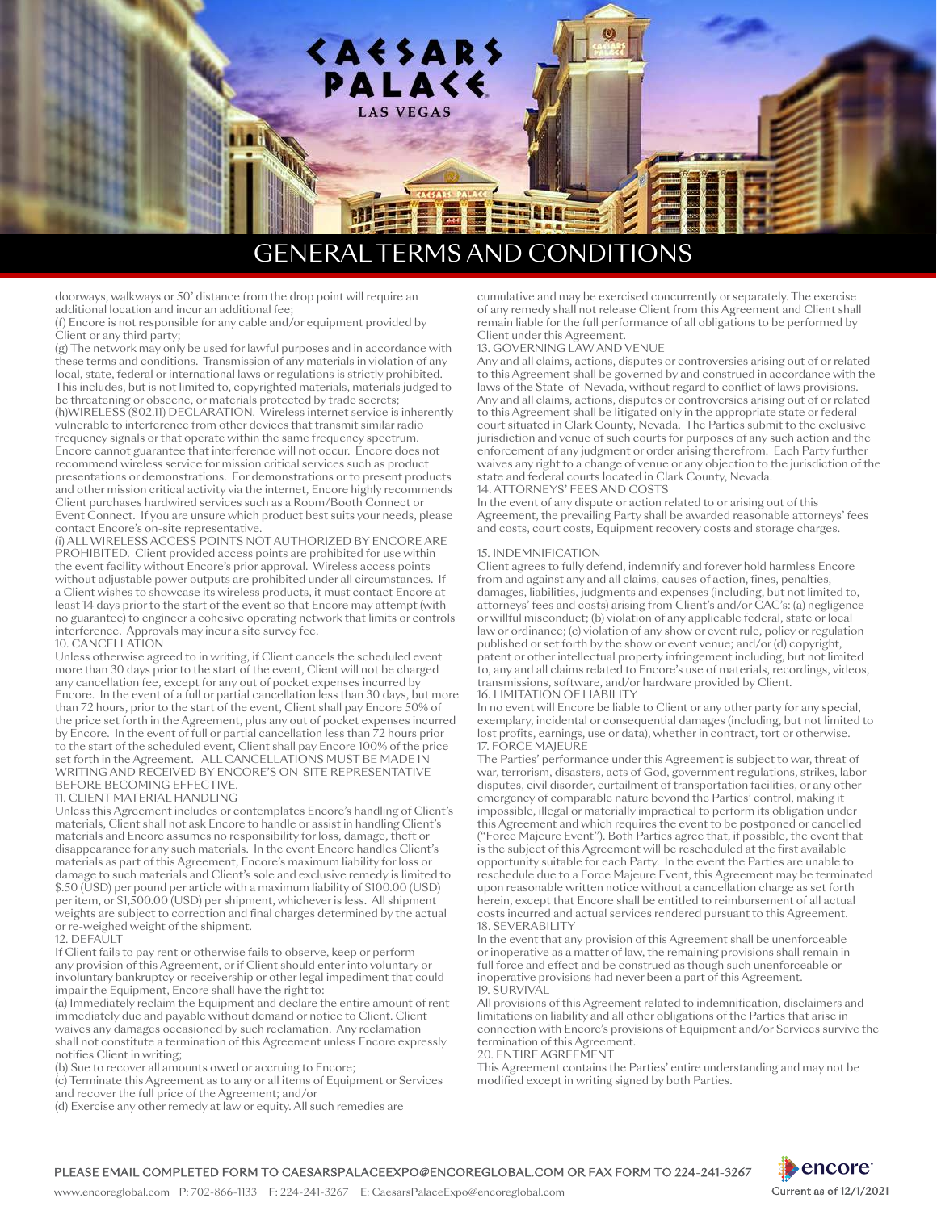# GENERAL TERMS AND CONDITIONS

doorways, walkways or 50' distance from the drop point will require an additional location and incur an additional fee;

(f) Encore is not responsible for any cable and/or equipment provided by Client or any third party;

(g) The network may only be used for lawful purposes and in accordance with these terms and conditions. Transmission of any materials in violation of any local, state, federal or international laws or regulations is strictly prohibited. This includes, but is not limited to, copyrighted materials, materials judged to be threatening or obscene, or materials protected by trade secrets;

(h)WIRELESS (802.11) DECLARATION. Wireless internet service is inherently vulnerable to interference from other devices that transmit similar radio frequency signals or that operate within the same frequency spectrum. Encore cannot guarantee that interference will not occur. Encore does not recommend wireless service for mission critical services such as product presentations or demonstrations. For demonstrations or to present products and other mission critical activity via the internet, Encore highly recommends Client purchases hardwired services such as a Room/Booth Connect or Event Connect. If you are unsure which product best suits your needs, please contact Encore's on-site representative.

(i) ALL WIRELESS ACCESS POINTS NOT AUTHORIZED BY ENCORE ARE PROHIBITED. Client provided access points are prohibited for use within the event facility without Encore's prior approval. Wireless access points without adjustable power outputs are prohibited under all circumstances. If a Client wishes to showcase its wireless products, it must contact Encore at least 14 days prior to the start of the event so that Encore may attempt (with no guarantee) to engineer a cohesive operating network that limits or controls interference. Approvals may incur a site survey fee.

10. CANCELLATION

Unless otherwise agreed to in writing, if Client cancels the scheduled event more than 30 days prior to the start of the event, Client will not be charged any cancellation fee, except for any out of pocket expenses incurred by Encore. In the event of a full or partial cancellation less than 30 days, but more than 72 hours, prior to the start of the event, Client shall pay Encore 50% of the price set forth in the Agreement, plus any out of pocket expenses incurred by Encore. In the event of full or partial cancellation less than 72 hours prior to the start of the scheduled event, Client shall pay Encore 100% of the price set forth in the Agreement. ALL CANCELLATIONS MUST BE MADE IN WRITING AND RECEIVED BY ENCORE'S ON-SITE REPRESENTATIVE BEFORE BECOMING EFFECTIVE.

11. CLIENT MATERIAL HANDLING

Unless this Agreement includes or contemplates Encore's handling of Client's materials, Client shall not ask Encore to handle or assist in handling Client's materials and Encore assumes no responsibility for loss, damage, theft or disappearance for any such materials. In the event Encore handles Client's materials as part of this Agreement, Encore's maximum liability for loss or damage to such materials and Client's sole and exclusive remedy is limited to $.50 (USD) per pound per article with a maximum liability of $100.00 (USD) per item, or $1,500.00 (USD) per shipment, whichever is less. All shipment weights are subject to correction and final charges determined by the actual or re-weighed weight of the shipment.

12. DEFAULT

If Client fails to pay rent or otherwise fails to observe, keep or perform any provision of this Agreement, or if Client should enter into voluntary or involuntary bankruptcy or receivership or other legal impediment that could impair the Equipment, Encore shall have the right to:

(a) Immediately reclaim the Equipment and declare the entire amount of rent immediately due and payable without demand or notice to Client. Client waives any damages occasioned by such reclamation. Any reclamation shall not constitute a termination of this Agreement unless Encore expressly notifies Client in writing;

(b) Sue to recover all amounts owed or accruing to Encore;

(c) Terminate this Agreement as to any or all items of Equipment or Services and recover the full price of the Agreement; and/or

(d) Exercise any other remedy at law or equity. All such remedies are cumulative and may be exercised concurrently or separately. The exercise of any remedy shall not release Client from this Agreement and Client shall remain liable for the full performance of all obligations to be performed by Client under this Agreement.

13. GOVERNING LAW AND VENUE

Any and all claims, actions, disputes or controversies arising out of or related to this Agreement shall be governed by and construed in accordance with the laws of the State of Nevada, without regard to conflict of laws provisions. Any and all claims, actions, disputes or controversies arising out of or related to this Agreement shall be litigated only in the appropriate state or federal court situated in Clark County, Nevada. The Parties submit to the exclusive jurisdiction and venue of such courts for purposes of any such action and the enforcement of any judgment or order arising therefrom. Each Party further waives any right to a change of venue or any objection to the jurisdiction of the state and federal courts located in Clark County, Nevada.

14. ATTORNEYS' FEES AND COSTS

In the event of any dispute or action related to or arising out of this Agreement, the prevailing Party shall be awarded reasonable attorneys' fees and costs, court costs, Equipment recovery costs and storage charges.

15. INDEMNIFICATION

Client agrees to fully defend, indemnify and forever hold harmless Encore from and against any and all claims, causes of action, fines, penalties, damages, liabilities, judgments and expenses (including, but not limited to, attorneys' fees and costs) arising from Client's and/or CAC's: (a) negligence or willful misconduct; (b) violation of any applicable federal, state or local law or ordinance; (c) violation of any show or event rule, policy or regulation published or set forth by the show or event venue; and/or (d) copyright, patent or other intellectual property infringement including, but not limited to, any and all claims related to Encore's use of materials, recordings, videos, transmissions, software, and/or hardware provided by Client.

16. LIMITATION OF LIABILITY

In no event will Encore be liable to Client or any other party for any special, exemplary, incidental or consequential damages (including, but not limited to lost profits, earnings, use or data), whether in contract, tort or otherwise.

17. FORCE MAJEURE

The Parties' performance under this Agreement is subject to war, threat of war, terrorism, disasters, acts of God, government regulations, strikes, labor disputes, civil disorder, curtailment of transportation facilities, or any other emergency of comparable nature beyond the Parties' control, making it impossible, illegal or materially impractical to perform its obligation under this Agreement and which requires the event to be postponed or cancelled ("Force Majeure Event"). Both Parties agree that, if possible, the event that is the subject of this Agreement will be rescheduled at the first available opportunity suitable for each Party. In the event the Parties are unable to reschedule due to a Force Majeure Event, this Agreement may be terminated upon reasonable written notice without a cancellation charge as set forth herein, except that Encore shall be entitled to reimbursement of all actual costs incurred and actual services rendered pursuant to this Agreement.

18. SEVERABILITY

In the event that any provision of this Agreement shall be unenforceable or inoperative as a matter of law, the remaining provisions shall remain in full force and effect and be construed as though such unenforceable or inoperative provisions had never been a part of this Agreement.

19. SURVIVAL

All provisions of this Agreement related to indemnification, disclaimers and limitations on liability and all other obligations of the Parties that arise in connection with Encore's provisions of Equipment and/or Services survive the termination of this Agreement.

20. ENTIRE AGREEMENT

This Agreement contains the Parties' entire understanding and may not be modified except in writing signed by both Parties.

PLEASE EMAIL COMPLETED FORM TO CAESARSPALACEEXPO@ENCOREGLOBAL.COM OR FAX FORM TO 224-241-3267

www.encoreglobal.com P: 702-866-1133 F: 224-241-3267 E: CaesarsPalaceExpo@encoreglobal.com

Current as of 12/1/2021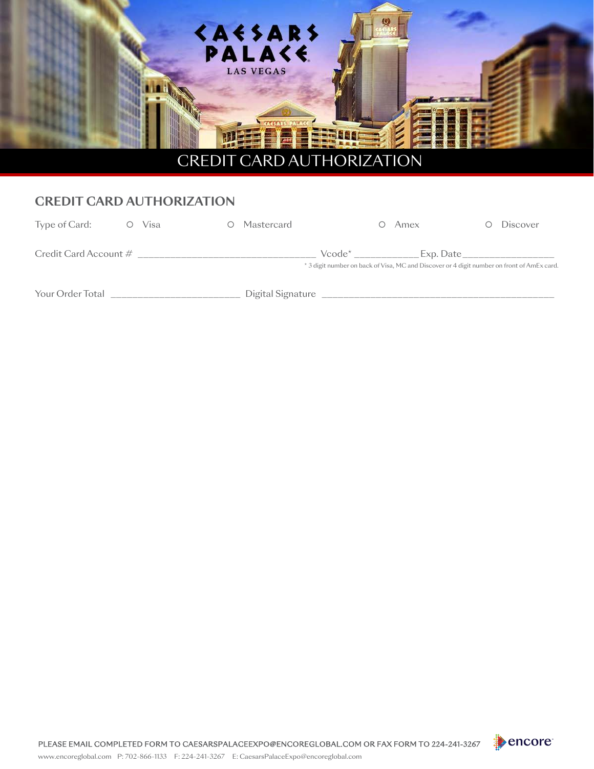# CREDIT CARD AUTHORIZATION

## CREDIT CARD AUTHORIZATION

Type of Card: ○ Visa ○ Mastercard ○ Amex ○ Discover

Credit Card Account # ________________________________ Vcode* ___________ Exp. Date________________

* 3 digit number on back of Visa, MC and Discover or 4 digit number on front of AmEx card.

Your Order Total _______________________ Digital Signature __________________________________________

PLEASE EMAIL COMPLETED FORM TO CAESARSPALACEEXPO@ENCOREGLOBAL.COM OR FAX FORM TO 224-241-3267

www.encoreglobal.com P: 702-866-1133 F: 224-241-3267 E: CaesarsPalaceExpo@encoreglobal.com